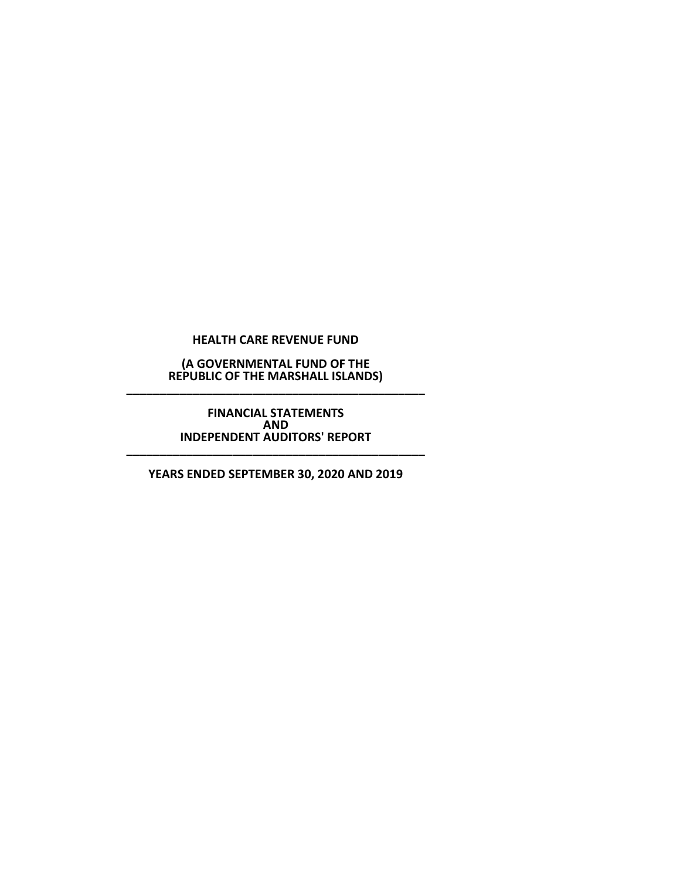**HEALTH CARE REVENUE FUND**

**(A GOVERNMENTAL FUND OF THE REPUBLIC OF THE MARSHALL ISLANDS)**

---

**FINANCIAL STATEMENTS**
**AND**
**INDEPENDENT AUDITORS' REPORT**

---

**YEARS ENDED SEPTEMBER 30, 2020 AND 2019**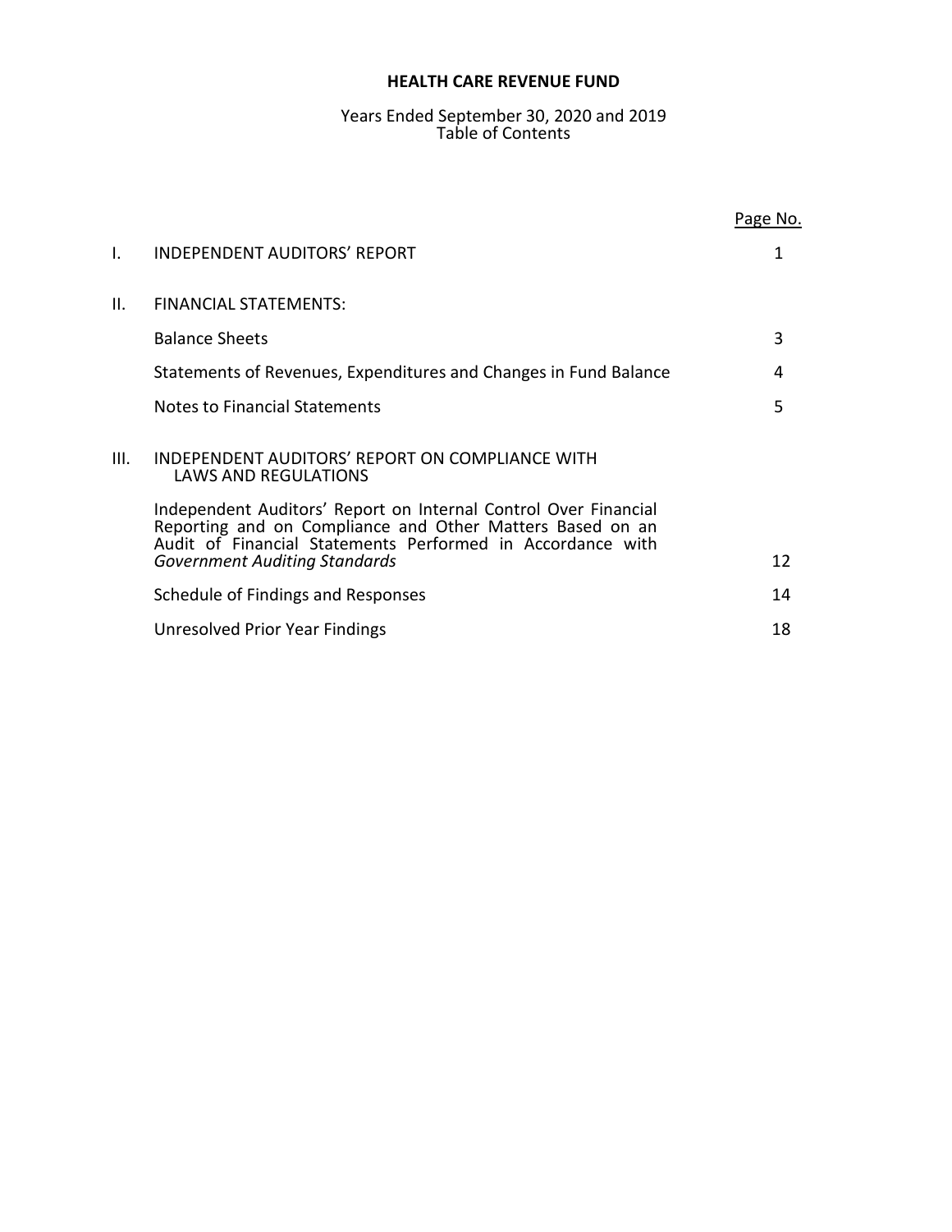# HEALTH CARE REVENUE FUND

Years Ended September 30, 2020 and 2019
Table of Contents

| | | Page No. |
|---|---|---|
| I. | INDEPENDENT AUDITORS' REPORT | 1 |
| II. | FINANCIAL STATEMENTS: | |
| | Balance Sheets | 3 |
| | Statements of Revenues, Expenditures and Changes in Fund Balance | 4 |
| | Notes to Financial Statements | 5 |
| III. | INDEPENDENT AUDITORS' REPORT ON COMPLIANCE WITH LAWS AND REGULATIONS | |
| | Independent Auditors' Report on Internal Control Over Financial Reporting and on Compliance and Other Matters Based on an Audit of Financial Statements Performed in Accordance with *Government Auditing Standards* | 12 |
| | Schedule of Findings and Responses | 14 |
| | Unresolved Prior Year Findings | 18 |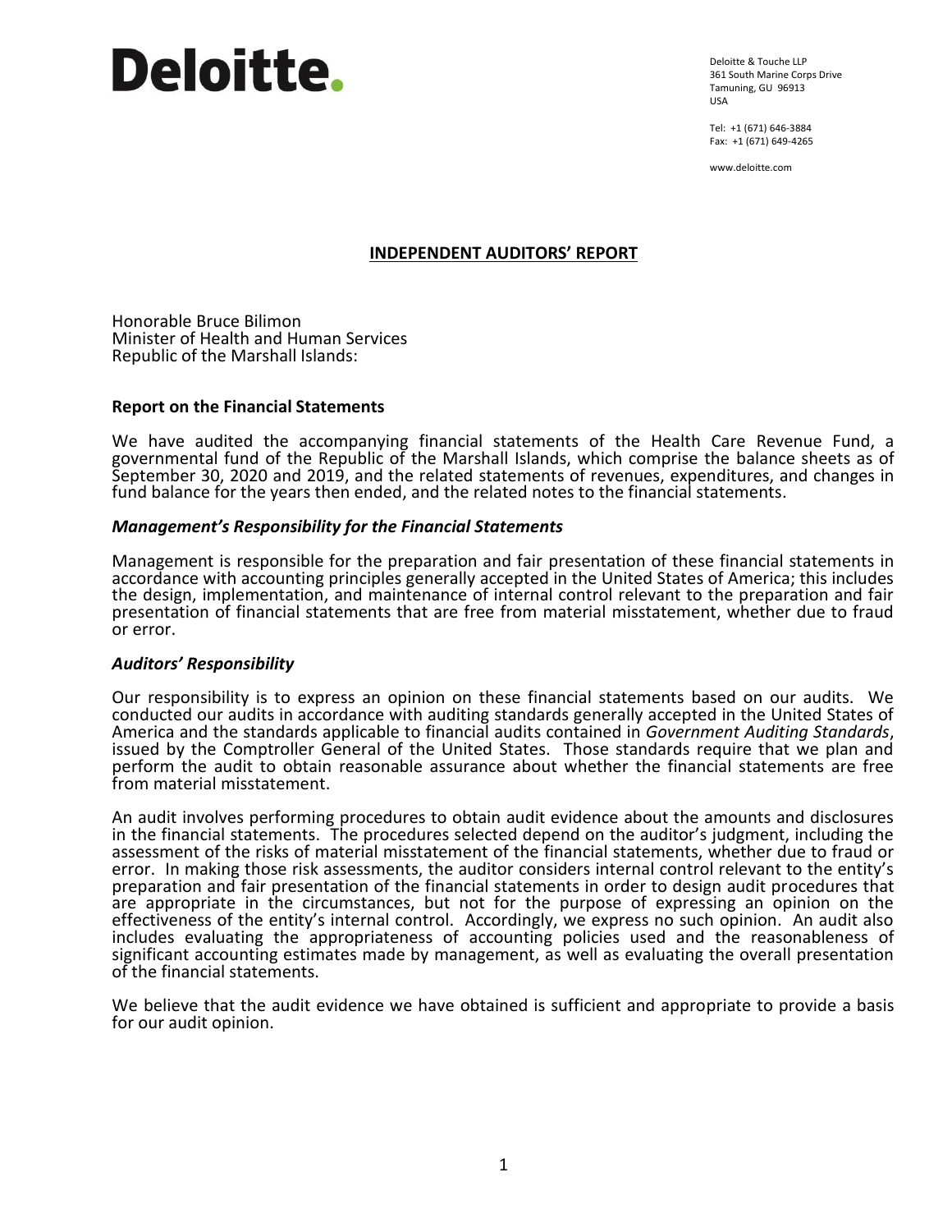**Deloitte.**

Deloitte & Touche LLP
361 South Marine Corps Drive
Tamuning, GU 96913
USA

Tel: +1 (671) 646-3884
Fax: +1 (671) 649-4265

www.deloitte.com

## INDEPENDENT AUDITORS' REPORT

Honorable Bruce Bilimon
Minister of Health and Human Services
Republic of the Marshall Islands:

### Report on the Financial Statements

We have audited the accompanying financial statements of the Health Care Revenue Fund, a governmental fund of the Republic of the Marshall Islands, which comprise the balance sheets as of September 30, 2020 and 2019, and the related statements of revenues, expenditures, and changes in fund balance for the years then ended, and the related notes to the financial statements.

### *Management's Responsibility for the Financial Statements*

Management is responsible for the preparation and fair presentation of these financial statements in accordance with accounting principles generally accepted in the United States of America; this includes the design, implementation, and maintenance of internal control relevant to the preparation and fair presentation of financial statements that are free from material misstatement, whether due to fraud or error.

### *Auditors' Responsibility*

Our responsibility is to express an opinion on these financial statements based on our audits. We conducted our audits in accordance with auditing standards generally accepted in the United States of America and the standards applicable to financial audits contained in *Government Auditing Standards*, issued by the Comptroller General of the United States. Those standards require that we plan and perform the audit to obtain reasonable assurance about whether the financial statements are free from material misstatement.

An audit involves performing procedures to obtain audit evidence about the amounts and disclosures in the financial statements. The procedures selected depend on the auditor's judgment, including the assessment of the risks of material misstatement of the financial statements, whether due to fraud or error. In making those risk assessments, the auditor considers internal control relevant to the entity's preparation and fair presentation of the financial statements in order to design audit procedures that are appropriate in the circumstances, but not for the purpose of expressing an opinion on the effectiveness of the entity's internal control. Accordingly, we express no such opinion. An audit also includes evaluating the appropriateness of accounting policies used and the reasonableness of significant accounting estimates made by management, as well as evaluating the overall presentation of the financial statements.

We believe that the audit evidence we have obtained is sufficient and appropriate to provide a basis for our audit opinion.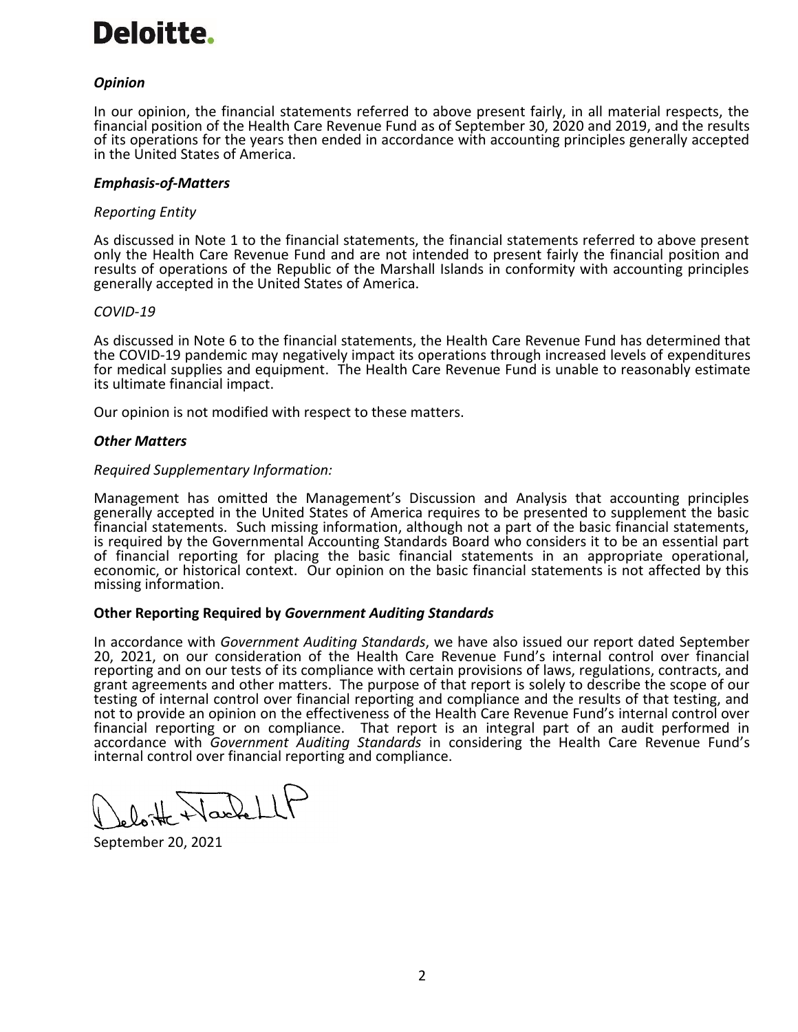Deloitte.

***Opinion***

In our opinion, the financial statements referred to above present fairly, in all material respects, the financial position of the Health Care Revenue Fund as of September 30, 2020 and 2019, and the results of its operations for the years then ended in accordance with accounting principles generally accepted in the United States of America.

***Emphasis-of-Matters***

*Reporting Entity*

As discussed in Note 1 to the financial statements, the financial statements referred to above present only the Health Care Revenue Fund and are not intended to present fairly the financial position and results of operations of the Republic of the Marshall Islands in conformity with accounting principles generally accepted in the United States of America.

*COVID-19*

As discussed in Note 6 to the financial statements, the Health Care Revenue Fund has determined that the COVID-19 pandemic may negatively impact its operations through increased levels of expenditures for medical supplies and equipment. The Health Care Revenue Fund is unable to reasonably estimate its ultimate financial impact.

Our opinion is not modified with respect to these matters.

***Other Matters***

*Required Supplementary Information:*

Management has omitted the Management's Discussion and Analysis that accounting principles generally accepted in the United States of America requires to be presented to supplement the basic financial statements. Such missing information, although not a part of the basic financial statements, is required by the Governmental Accounting Standards Board who considers it to be an essential part of financial reporting for placing the basic financial statements in an appropriate operational, economic, or historical context. Our opinion on the basic financial statements is not affected by this missing information.

**Other Reporting Required by *Government Auditing Standards***

In accordance with *Government Auditing Standards*, we have also issued our report dated September 20, 2021, on our consideration of the Health Care Revenue Fund's internal control over financial reporting and on our tests of its compliance with certain provisions of laws, regulations, contracts, and grant agreements and other matters. The purpose of that report is solely to describe the scope of our testing of internal control over financial reporting and compliance and the results of that testing, and not to provide an opinion on the effectiveness of the Health Care Revenue Fund's internal control over financial reporting or on compliance. That report is an integral part of an audit performed in accordance with *Government Auditing Standards* in considering the Health Care Revenue Fund's internal control over financial reporting and compliance.

Deloitte & Touche LLP

September 20, 2021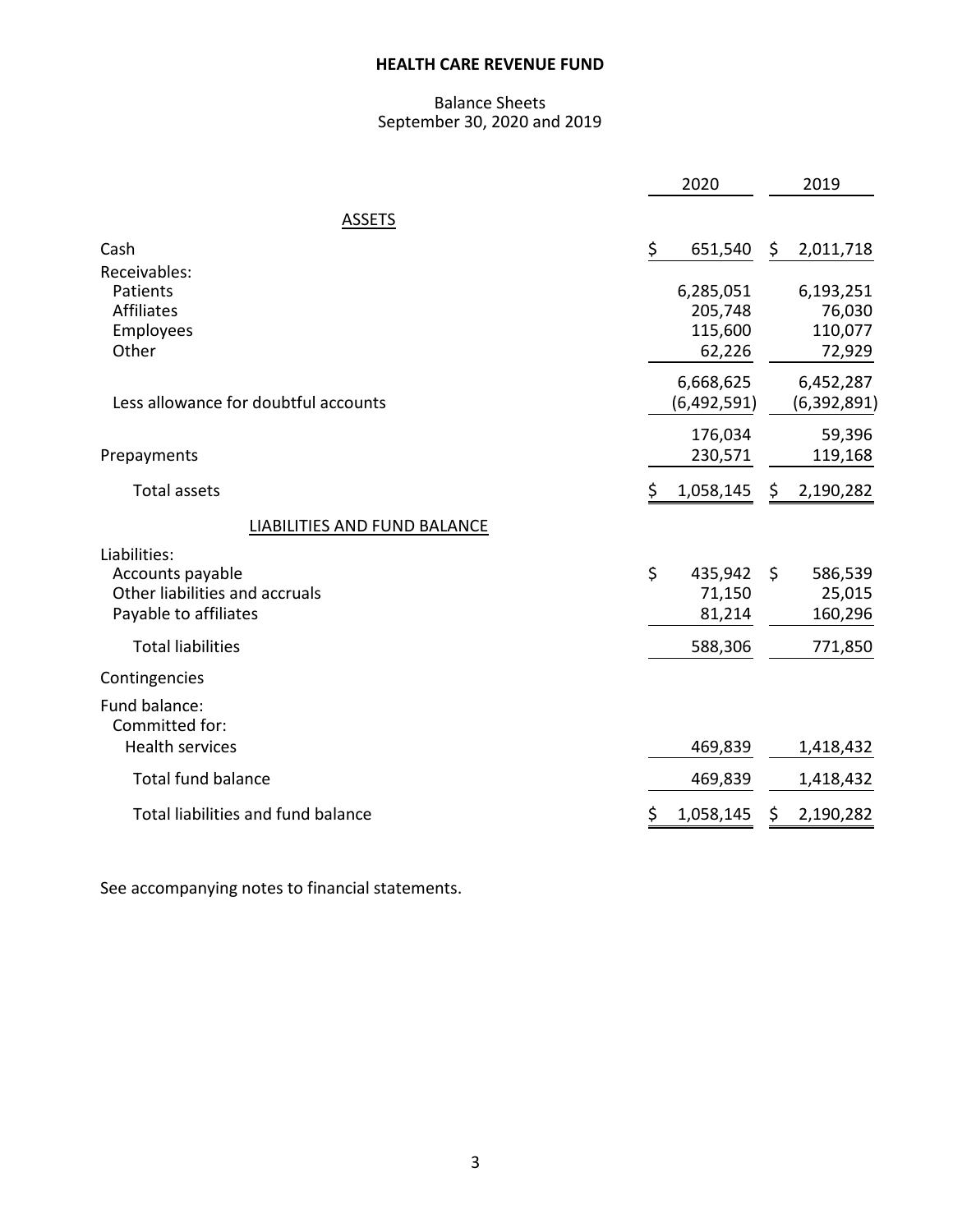# HEALTH CARE REVENUE FUND

Balance Sheets
September 30, 2020 and 2019

| | 2020 | 2019 |
|---|---|---|
| **ASSETS** | | |
| Cash | $ 651,540 | $ 2,011,718 |
| Receivables: | | |
| Patients | 6,285,051 | 6,193,251 |
| Affiliates | 205,748 | 76,030 |
| Employees | 115,600 | 110,077 |
| Other | 62,226 | 72,929 |
| | 6,668,625 | 6,452,287 |
| Less allowance for doubtful accounts | (6,492,591) | (6,392,891) |
| | 176,034 | 59,396 |
| Prepayments | 230,571 | 119,168 |
| Total assets | $ 1,058,145 | $ 2,190,282 |
| **LIABILITIES AND FUND BALANCE** | | |
| Liabilities: | | |
| Accounts payable | $ 435,942 | $ 586,539 |
| Other liabilities and accruals | 71,150 | 25,015 |
| Payable to affiliates | 81,214 | 160,296 |
| Total liabilities | 588,306 | 771,850 |
| Contingencies | | |
| Fund balance: | | |
| Committed for: | | |
| Health services | 469,839 | 1,418,432 |
| Total fund balance | 469,839 | 1,418,432 |
| Total liabilities and fund balance | $ 1,058,145 | $ 2,190,282 |

See accompanying notes to financial statements.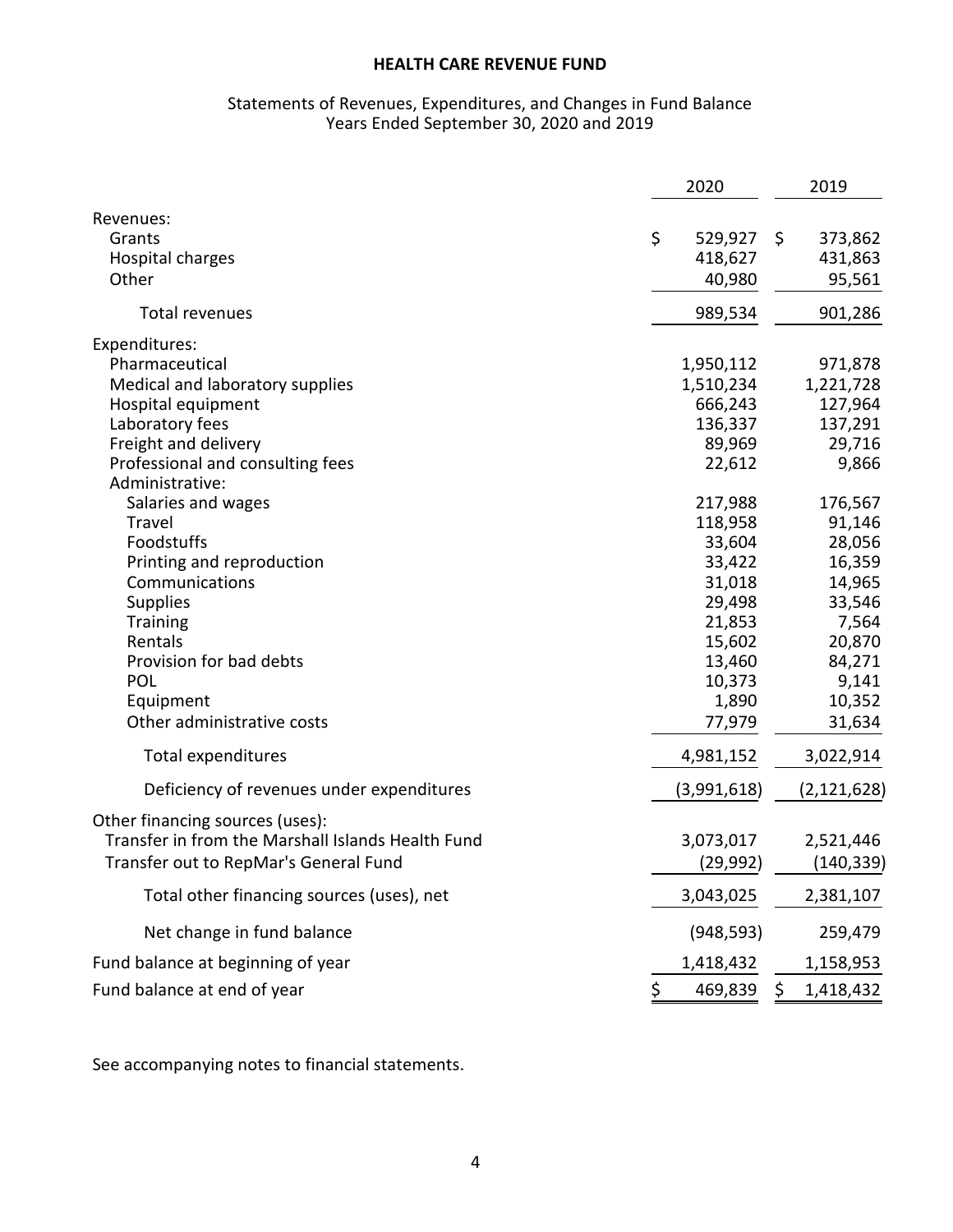# HEALTH CARE REVENUE FUND

Statements of Revenues, Expenditures, and Changes in Fund Balance
Years Ended September 30, 2020 and 2019

| | 2020 | 2019 |
|---|---|---|
| Revenues: | | |
| Grants | $ 529,927 | $ 373,862 |
| Hospital charges | 418,627 | 431,863 |
| Other | 40,980 | 95,561 |
| Total revenues | 989,534 | 901,286 |
| Expenditures: | | |
| Pharmaceutical | 1,950,112 | 971,878 |
| Medical and laboratory supplies | 1,510,234 | 1,221,728 |
| Hospital equipment | 666,243 | 127,964 |
| Laboratory fees | 136,337 | 137,291 |
| Freight and delivery | 89,969 | 29,716 |
| Professional and consulting fees | 22,612 | 9,866 |
| Administrative: | | |
| Salaries and wages | 217,988 | 176,567 |
| Travel | 118,958 | 91,146 |
| Foodstuffs | 33,604 | 28,056 |
| Printing and reproduction | 33,422 | 16,359 |
| Communications | 31,018 | 14,965 |
| Supplies | 29,498 | 33,546 |
| Training | 21,853 | 7,564 |
| Rentals | 15,602 | 20,870 |
| Provision for bad debts | 13,460 | 84,271 |
| POL | 10,373 | 9,141 |
| Equipment | 1,890 | 10,352 |
| Other administrative costs | 77,979 | 31,634 |
| Total expenditures | 4,981,152 | 3,022,914 |
| Deficiency of revenues under expenditures | (3,991,618) | (2,121,628) |
| Other financing sources (uses): | | |
| Transfer in from the Marshall Islands Health Fund | 3,073,017 | 2,521,446 |
| Transfer out to RepMar's General Fund | (29,992) | (140,339) |
| Total other financing sources (uses), net | 3,043,025 | 2,381,107 |
| Net change in fund balance | (948,593) | 259,479 |
| Fund balance at beginning of year | 1,418,432 | 1,158,953 |
| Fund balance at end of year | $ 469,839 | $ 1,418,432 |

See accompanying notes to financial statements.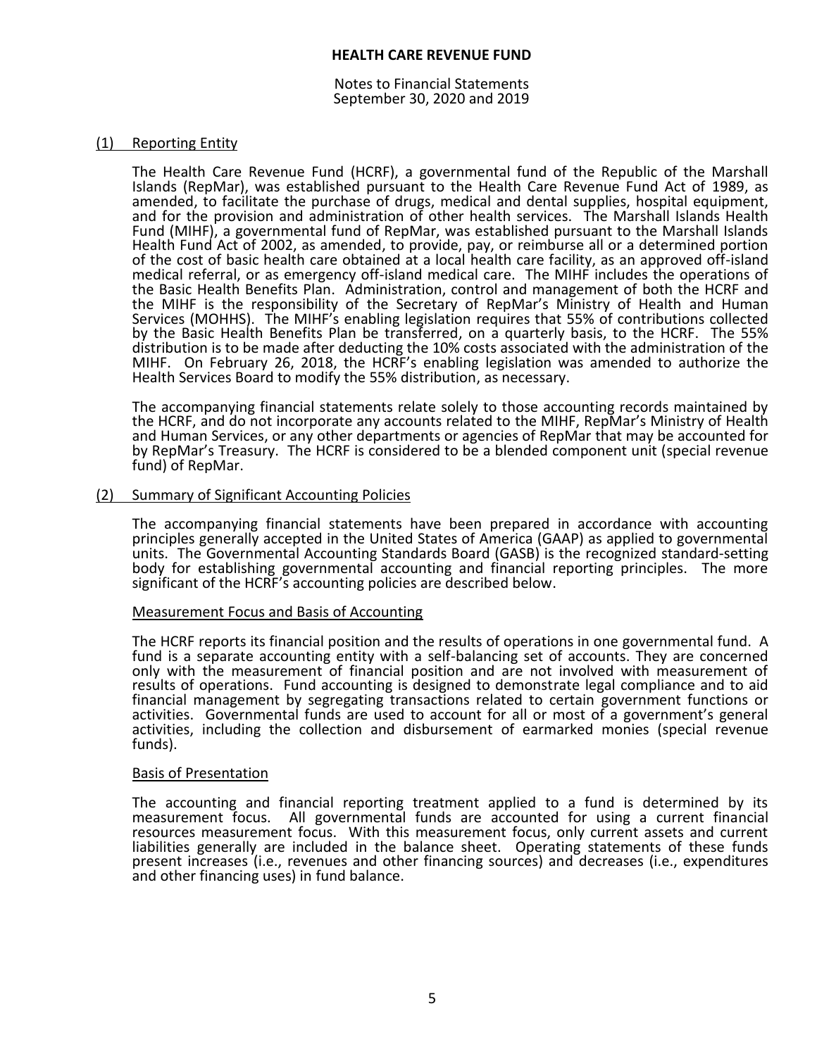# HEALTH CARE REVENUE FUND

Notes to Financial Statements
September 30, 2020 and 2019

## (1) Reporting Entity

The Health Care Revenue Fund (HCRF), a governmental fund of the Republic of the Marshall Islands (RepMar), was established pursuant to the Health Care Revenue Fund Act of 1989, as amended, to facilitate the purchase of drugs, medical and dental supplies, hospital equipment, and for the provision and administration of other health services. The Marshall Islands Health Fund (MIHF), a governmental fund of RepMar, was established pursuant to the Marshall Islands Health Fund Act of 2002, as amended, to provide, pay, or reimburse all or a determined portion of the cost of basic health care obtained at a local health care facility, as an approved off-island medical referral, or as emergency off-island medical care. The MIHF includes the operations of the Basic Health Benefits Plan. Administration, control and management of both the HCRF and the MIHF is the responsibility of the Secretary of RepMar's Ministry of Health and Human Services (MOHHS). The MIHF's enabling legislation requires that 55% of contributions collected by the Basic Health Benefits Plan be transferred, on a quarterly basis, to the HCRF. The 55% distribution is to be made after deducting the 10% costs associated with the administration of the MIHF. On February 26, 2018, the HCRF's enabling legislation was amended to authorize the Health Services Board to modify the 55% distribution, as necessary.

The accompanying financial statements relate solely to those accounting records maintained by the HCRF, and do not incorporate any accounts related to the MIHF, RepMar's Ministry of Health and Human Services, or any other departments or agencies of RepMar that may be accounted for by RepMar's Treasury. The HCRF is considered to be a blended component unit (special revenue fund) of RepMar.

## (2) Summary of Significant Accounting Policies

The accompanying financial statements have been prepared in accordance with accounting principles generally accepted in the United States of America (GAAP) as applied to governmental units. The Governmental Accounting Standards Board (GASB) is the recognized standard-setting body for establishing governmental accounting and financial reporting principles. The more significant of the HCRF's accounting policies are described below.

### Measurement Focus and Basis of Accounting

The HCRF reports its financial position and the results of operations in one governmental fund. A fund is a separate accounting entity with a self-balancing set of accounts. They are concerned only with the measurement of financial position and are not involved with measurement of results of operations. Fund accounting is designed to demonstrate legal compliance and to aid financial management by segregating transactions related to certain government functions or activities. Governmental funds are used to account for all or most of a government's general activities, including the collection and disbursement of earmarked monies (special revenue funds).

### Basis of Presentation

The accounting and financial reporting treatment applied to a fund is determined by its measurement focus. All governmental funds are accounted for using a current financial resources measurement focus. With this measurement focus, only current assets and current liabilities generally are included in the balance sheet. Operating statements of these funds present increases (i.e., revenues and other financing sources) and decreases (i.e., expenditures and other financing uses) in fund balance.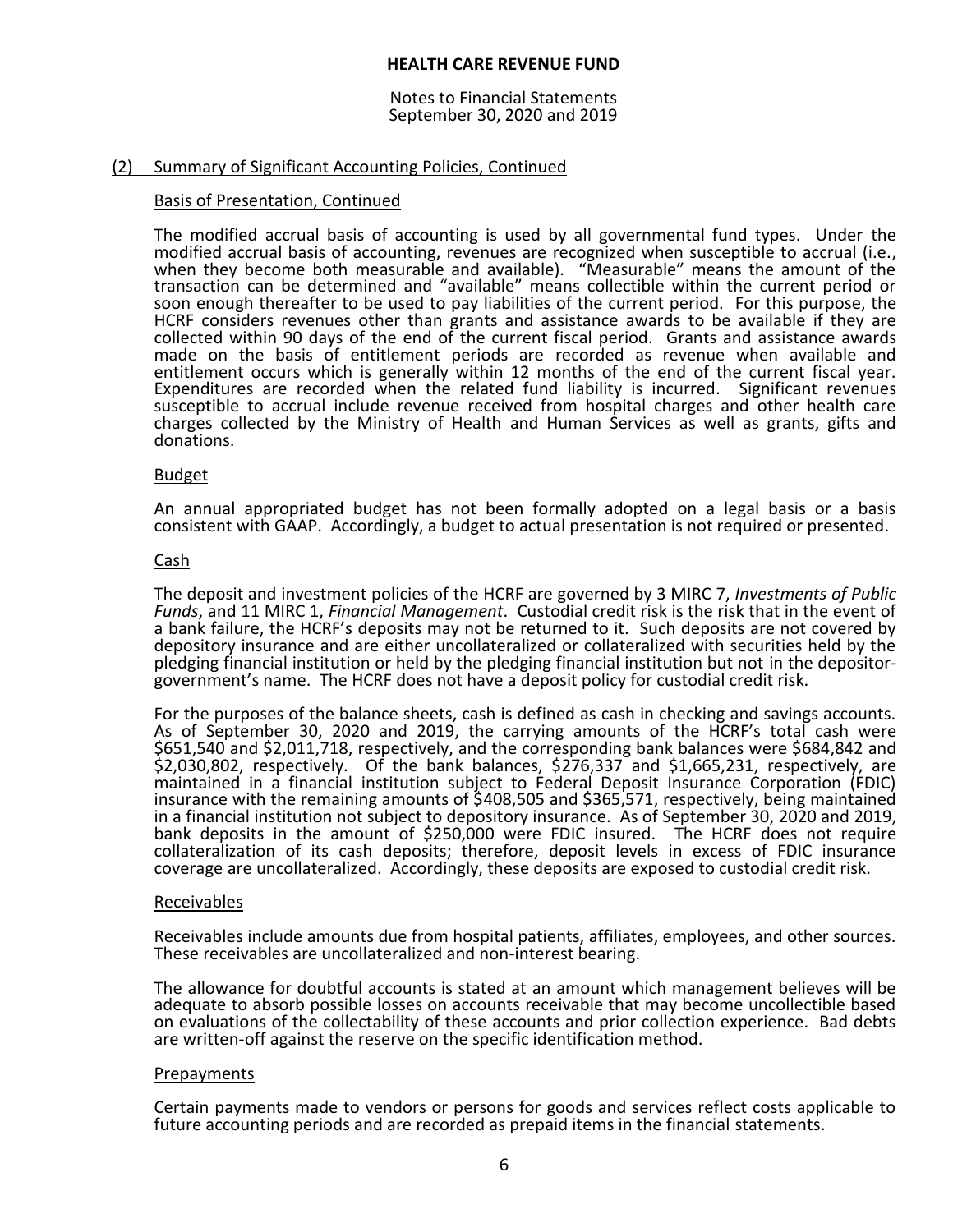## (2) Summary of Significant Accounting Policies, Continued

### Basis of Presentation, Continued

The modified accrual basis of accounting is used by all governmental fund types. Under the modified accrual basis of accounting, revenues are recognized when susceptible to accrual (i.e., when they become both measurable and available). "Measurable" means the amount of the transaction can be determined and "available" means collectible within the current period or soon enough thereafter to be used to pay liabilities of the current period. For this purpose, the HCRF considers revenues other than grants and assistance awards to be available if they are collected within 90 days of the end of the current fiscal period. Grants and assistance awards made on the basis of entitlement periods are recorded as revenue when available and entitlement occurs which is generally within 12 months of the end of the current fiscal year. Expenditures are recorded when the related fund liability is incurred. Significant revenues susceptible to accrual include revenue received from hospital charges and other health care charges collected by the Ministry of Health and Human Services as well as grants, gifts and donations.

### Budget

An annual appropriated budget has not been formally adopted on a legal basis or a basis consistent with GAAP. Accordingly, a budget to actual presentation is not required or presented.

### Cash

The deposit and investment policies of the HCRF are governed by 3 MIRC 7, *Investments of Public Funds*, and 11 MIRC 1, *Financial Management*. Custodial credit risk is the risk that in the event of a bank failure, the HCRF's deposits may not be returned to it. Such deposits are not covered by depository insurance and are either uncollateralized or collateralized with securities held by the pledging financial institution or held by the pledging financial institution but not in the depositor-government's name. The HCRF does not have a deposit policy for custodial credit risk.

For the purposes of the balance sheets, cash is defined as cash in checking and savings accounts. As of September 30, 2020 and 2019, the carrying amounts of the HCRF's total cash were $651,540 and $2,011,718, respectively, and the corresponding bank balances were $684,842 and $2,030,802, respectively. Of the bank balances, $276,337 and $1,665,231, respectively, are maintained in a financial institution subject to Federal Deposit Insurance Corporation (FDIC) insurance with the remaining amounts of $408,505 and $365,571, respectively, being maintained in a financial institution not subject to depository insurance. As of September 30, 2020 and 2019, bank deposits in the amount of $250,000 were FDIC insured. The HCRF does not require collateralization of its cash deposits; therefore, deposit levels in excess of FDIC insurance coverage are uncollateralized. Accordingly, these deposits are exposed to custodial credit risk.

### Receivables

Receivables include amounts due from hospital patients, affiliates, employees, and other sources. These receivables are uncollateralized and non-interest bearing.

The allowance for doubtful accounts is stated at an amount which management believes will be adequate to absorb possible losses on accounts receivable that may become uncollectible based on evaluations of the collectability of these accounts and prior collection experience. Bad debts are written-off against the reserve on the specific identification method.

### Prepayments

Certain payments made to vendors or persons for goods and services reflect costs applicable to future accounting periods and are recorded as prepaid items in the financial statements.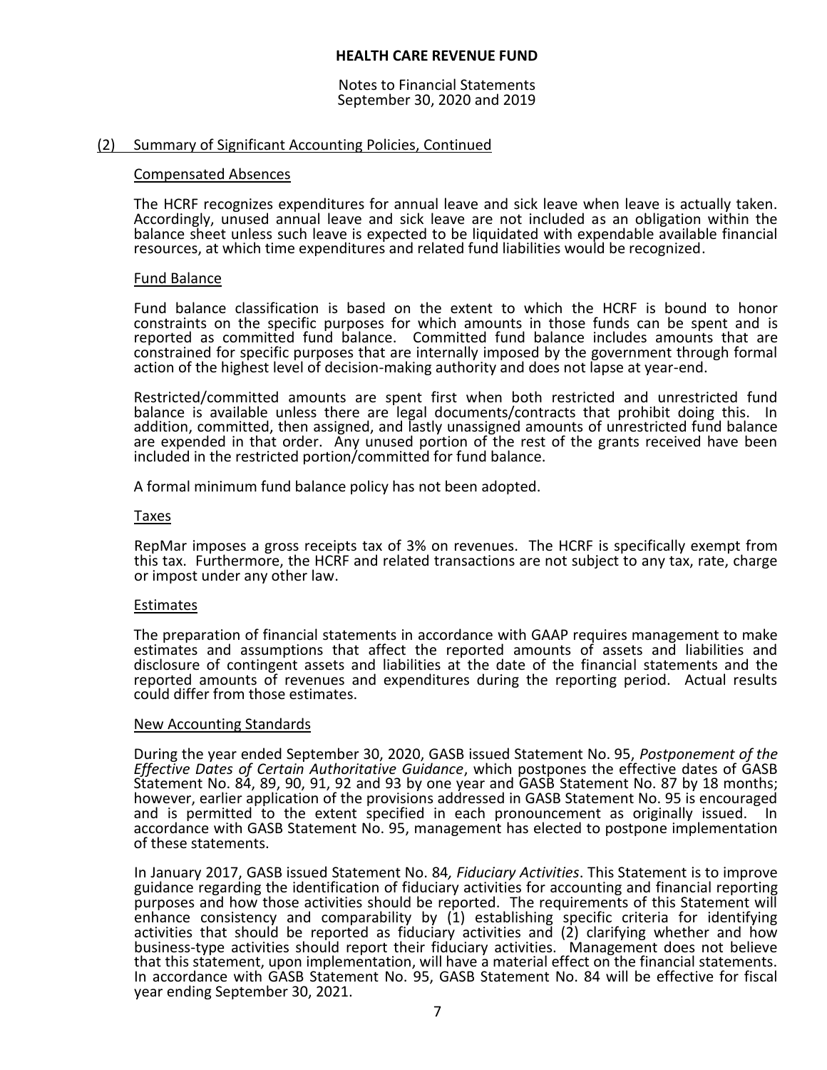## HEALTH CARE REVENUE FUND

Notes to Financial Statements
September 30, 2020 and 2019

### (2) Summary of Significant Accounting Policies, Continued

#### Compensated Absences

The HCRF recognizes expenditures for annual leave and sick leave when leave is actually taken. Accordingly, unused annual leave and sick leave are not included as an obligation within the balance sheet unless such leave is expected to be liquidated with expendable available financial resources, at which time expenditures and related fund liabilities would be recognized.

#### Fund Balance

Fund balance classification is based on the extent to which the HCRF is bound to honor constraints on the specific purposes for which amounts in those funds can be spent and is reported as committed fund balance. Committed fund balance includes amounts that are constrained for specific purposes that are internally imposed by the government through formal action of the highest level of decision-making authority and does not lapse at year-end.

Restricted/committed amounts are spent first when both restricted and unrestricted fund balance is available unless there are legal documents/contracts that prohibit doing this. In addition, committed, then assigned, and lastly unassigned amounts of unrestricted fund balance are expended in that order. Any unused portion of the rest of the grants received have been included in the restricted portion/committed for fund balance.

A formal minimum fund balance policy has not been adopted.

#### Taxes

RepMar imposes a gross receipts tax of 3% on revenues. The HCRF is specifically exempt from this tax. Furthermore, the HCRF and related transactions are not subject to any tax, rate, charge or impost under any other law.

#### Estimates

The preparation of financial statements in accordance with GAAP requires management to make estimates and assumptions that affect the reported amounts of assets and liabilities and disclosure of contingent assets and liabilities at the date of the financial statements and the reported amounts of revenues and expenditures during the reporting period. Actual results could differ from those estimates.

#### New Accounting Standards

During the year ended September 30, 2020, GASB issued Statement No. 95, *Postponement of the Effective Dates of Certain Authoritative Guidance*, which postpones the effective dates of GASB Statement No. 84, 89, 90, 91, 92 and 93 by one year and GASB Statement No. 87 by 18 months; however, earlier application of the provisions addressed in GASB Statement No. 95 is encouraged and is permitted to the extent specified in each pronouncement as originally issued. In accordance with GASB Statement No. 95, management has elected to postpone implementation of these statements.

In January 2017, GASB issued Statement No. 84*, Fiduciary Activities*. This Statement is to improve guidance regarding the identification of fiduciary activities for accounting and financial reporting purposes and how those activities should be reported. The requirements of this Statement will enhance consistency and comparability by (1) establishing specific criteria for identifying activities that should be reported as fiduciary activities and (2) clarifying whether and how business-type activities should report their fiduciary activities. Management does not believe that this statement, upon implementation, will have a material effect on the financial statements. In accordance with GASB Statement No. 95, GASB Statement No. 84 will be effective for fiscal year ending September 30, 2021.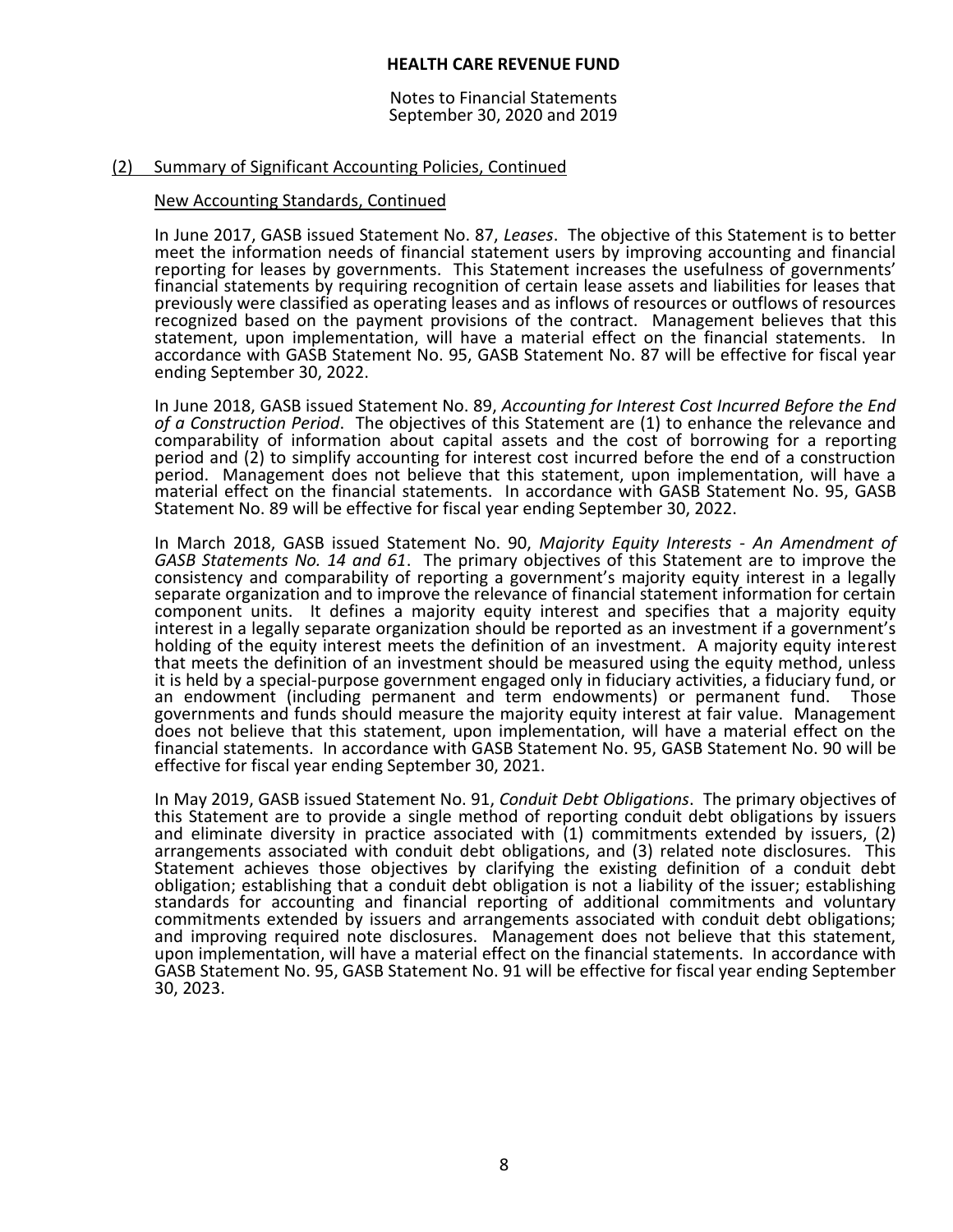## (2) Summary of Significant Accounting Policies, Continued

### New Accounting Standards, Continued

In June 2017, GASB issued Statement No. 87, *Leases*. The objective of this Statement is to better meet the information needs of financial statement users by improving accounting and financial reporting for leases by governments. This Statement increases the usefulness of governments' financial statements by requiring recognition of certain lease assets and liabilities for leases that previously were classified as operating leases and as inflows of resources or outflows of resources recognized based on the payment provisions of the contract. Management believes that this statement, upon implementation, will have a material effect on the financial statements. In accordance with GASB Statement No. 95, GASB Statement No. 87 will be effective for fiscal year ending September 30, 2022.

In June 2018, GASB issued Statement No. 89, *Accounting for Interest Cost Incurred Before the End of a Construction Period*. The objectives of this Statement are (1) to enhance the relevance and comparability of information about capital assets and the cost of borrowing for a reporting period and (2) to simplify accounting for interest cost incurred before the end of a construction period. Management does not believe that this statement, upon implementation, will have a material effect on the financial statements. In accordance with GASB Statement No. 95, GASB Statement No. 89 will be effective for fiscal year ending September 30, 2022.

In March 2018, GASB issued Statement No. 90, *Majority Equity Interests - An Amendment of GASB Statements No. 14 and 61*. The primary objectives of this Statement are to improve the consistency and comparability of reporting a government's majority equity interest in a legally separate organization and to improve the relevance of financial statement information for certain component units. It defines a majority equity interest and specifies that a majority equity interest in a legally separate organization should be reported as an investment if a government's holding of the equity interest meets the definition of an investment. A majority equity interest that meets the definition of an investment should be measured using the equity method, unless it is held by a special-purpose government engaged only in fiduciary activities, a fiduciary fund, or an endowment (including permanent and term endowments) or permanent fund. Those governments and funds should measure the majority equity interest at fair value. Management does not believe that this statement, upon implementation, will have a material effect on the financial statements. In accordance with GASB Statement No. 95, GASB Statement No. 90 will be effective for fiscal year ending September 30, 2021.

In May 2019, GASB issued Statement No. 91, *Conduit Debt Obligations*. The primary objectives of this Statement are to provide a single method of reporting conduit debt obligations by issuers and eliminate diversity in practice associated with (1) commitments extended by issuers, (2) arrangements associated with conduit debt obligations, and (3) related note disclosures. This Statement achieves those objectives by clarifying the existing definition of a conduit debt obligation; establishing that a conduit debt obligation is not a liability of the issuer; establishing standards for accounting and financial reporting of additional commitments and voluntary commitments extended by issuers and arrangements associated with conduit debt obligations; and improving required note disclosures. Management does not believe that this statement, upon implementation, will have a material effect on the financial statements. In accordance with GASB Statement No. 95, GASB Statement No. 91 will be effective for fiscal year ending September 30, 2023.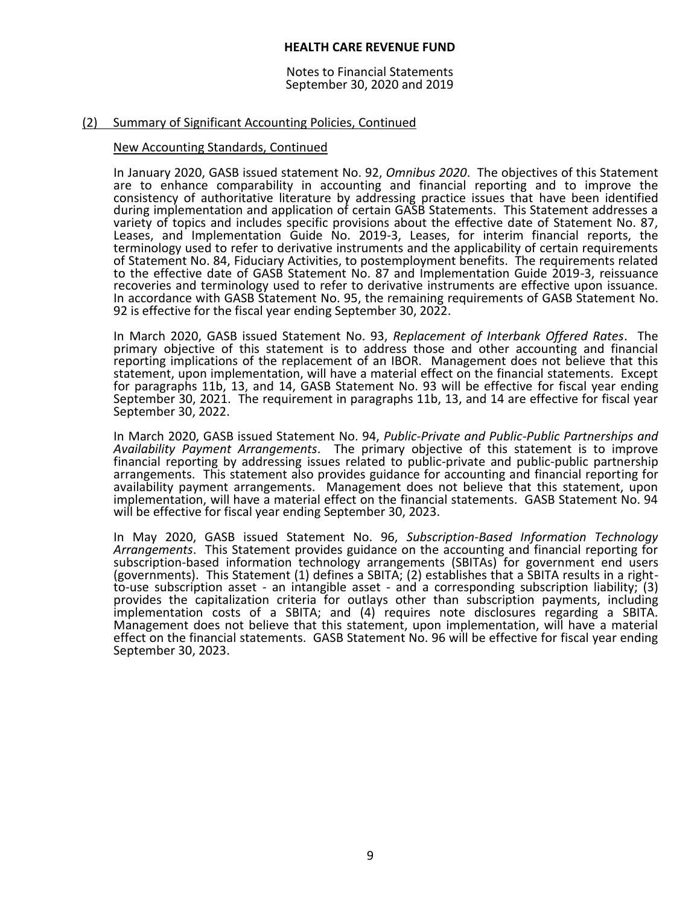## (2) Summary of Significant Accounting Policies, Continued

### New Accounting Standards, Continued

In January 2020, GASB issued statement No. 92, *Omnibus 2020*. The objectives of this Statement are to enhance comparability in accounting and financial reporting and to improve the consistency of authoritative literature by addressing practice issues that have been identified during implementation and application of certain GASB Statements. This Statement addresses a variety of topics and includes specific provisions about the effective date of Statement No. 87, Leases, and Implementation Guide No. 2019-3, Leases, for interim financial reports, the terminology used to refer to derivative instruments and the applicability of certain requirements of Statement No. 84, Fiduciary Activities, to postemployment benefits. The requirements related to the effective date of GASB Statement No. 87 and Implementation Guide 2019-3, reissuance recoveries and terminology used to refer to derivative instruments are effective upon issuance. In accordance with GASB Statement No. 95, the remaining requirements of GASB Statement No. 92 is effective for the fiscal year ending September 30, 2022.

In March 2020, GASB issued Statement No. 93, *Replacement of Interbank Offered Rates*. The primary objective of this statement is to address those and other accounting and financial reporting implications of the replacement of an IBOR. Management does not believe that this statement, upon implementation, will have a material effect on the financial statements. Except for paragraphs 11b, 13, and 14, GASB Statement No. 93 will be effective for fiscal year ending September 30, 2021. The requirement in paragraphs 11b, 13, and 14 are effective for fiscal year September 30, 2022.

In March 2020, GASB issued Statement No. 94, *Public-Private and Public-Public Partnerships and Availability Payment Arrangements*. The primary objective of this statement is to improve financial reporting by addressing issues related to public-private and public-public partnership arrangements. This statement also provides guidance for accounting and financial reporting for availability payment arrangements. Management does not believe that this statement, upon implementation, will have a material effect on the financial statements. GASB Statement No. 94 will be effective for fiscal year ending September 30, 2023.

In May 2020, GASB issued Statement No. 96, *Subscription-Based Information Technology Arrangements*. This Statement provides guidance on the accounting and financial reporting for subscription-based information technology arrangements (SBITAs) for government end users (governments). This Statement (1) defines a SBITA; (2) establishes that a SBITA results in a right-to-use subscription asset - an intangible asset - and a corresponding subscription liability; (3) provides the capitalization criteria for outlays other than subscription payments, including implementation costs of a SBITA; and (4) requires note disclosures regarding a SBITA. Management does not believe that this statement, upon implementation, will have a material effect on the financial statements. GASB Statement No. 96 will be effective for fiscal year ending September 30, 2023.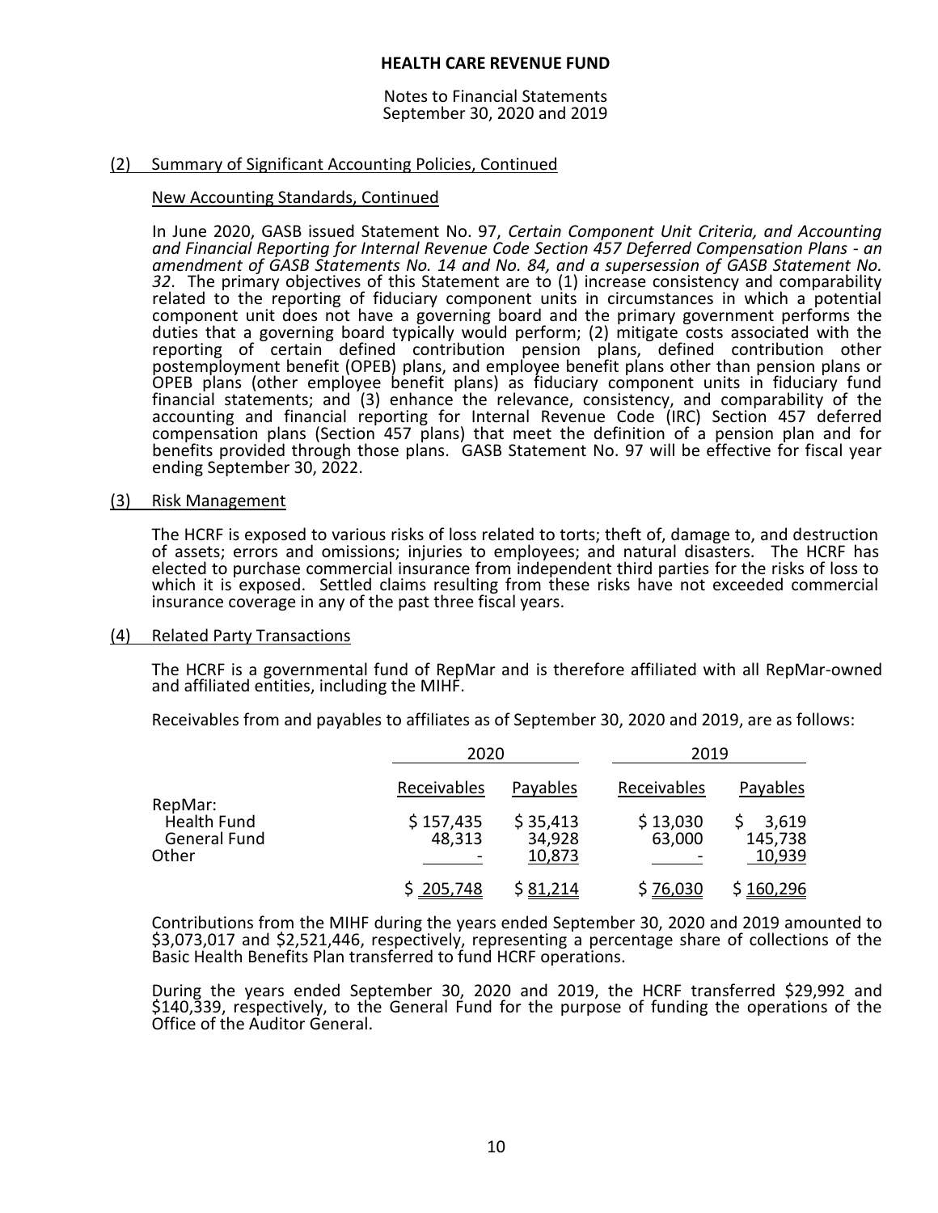## (2) Summary of Significant Accounting Policies, Continued

### New Accounting Standards, Continued

In June 2020, GASB issued Statement No. 97, *Certain Component Unit Criteria, and Accounting and Financial Reporting for Internal Revenue Code Section 457 Deferred Compensation Plans - an amendment of GASB Statements No. 14 and No. 84, and a supersession of GASB Statement No. 32*. The primary objectives of this Statement are to (1) increase consistency and comparability related to the reporting of fiduciary component units in circumstances in which a potential component unit does not have a governing board and the primary government performs the duties that a governing board typically would perform; (2) mitigate costs associated with the reporting of certain defined contribution pension plans, defined contribution other postemployment benefit (OPEB) plans, and employee benefit plans other than pension plans or OPEB plans (other employee benefit plans) as fiduciary component units in fiduciary fund financial statements; and (3) enhance the relevance, consistency, and comparability of the accounting and financial reporting for Internal Revenue Code (IRC) Section 457 deferred compensation plans (Section 457 plans) that meet the definition of a pension plan and for benefits provided through those plans. GASB Statement No. 97 will be effective for fiscal year ending September 30, 2022.

## (3) Risk Management

The HCRF is exposed to various risks of loss related to torts; theft of, damage to, and destruction of assets; errors and omissions; injuries to employees; and natural disasters. The HCRF has elected to purchase commercial insurance from independent third parties for the risks of loss to which it is exposed. Settled claims resulting from these risks have not exceeded commercial insurance coverage in any of the past three fiscal years.

## (4) Related Party Transactions

The HCRF is a governmental fund of RepMar and is therefore affiliated with all RepMar-owned and affiliated entities, including the MIHF.

Receivables from and payables to affiliates as of September 30, 2020 and 2019, are as follows:

| | 2020 | | 2019 | |
|---|---|---|---|---|
| | Receivables | Payables | Receivables | Payables |
| RepMar: | | | | |
| Health Fund | $ 157,435 | $ 35,413 | $ 13,030 | $ 3,619 |
| General Fund | 48,313 | 34,928 | 63,000 | 145,738 |
| Other | - | 10,873 | - | 10,939 |
| | $ 205,748 | $ 81,214 | $ 76,030 | $ 160,296 |

Contributions from the MIHF during the years ended September 30, 2020 and 2019 amounted to $3,073,017 and $2,521,446, respectively, representing a percentage share of collections of the Basic Health Benefits Plan transferred to fund HCRF operations.

During the years ended September 30, 2020 and 2019, the HCRF transferred $29,992 and $140,339, respectively, to the General Fund for the purpose of funding the operations of the Office of the Auditor General.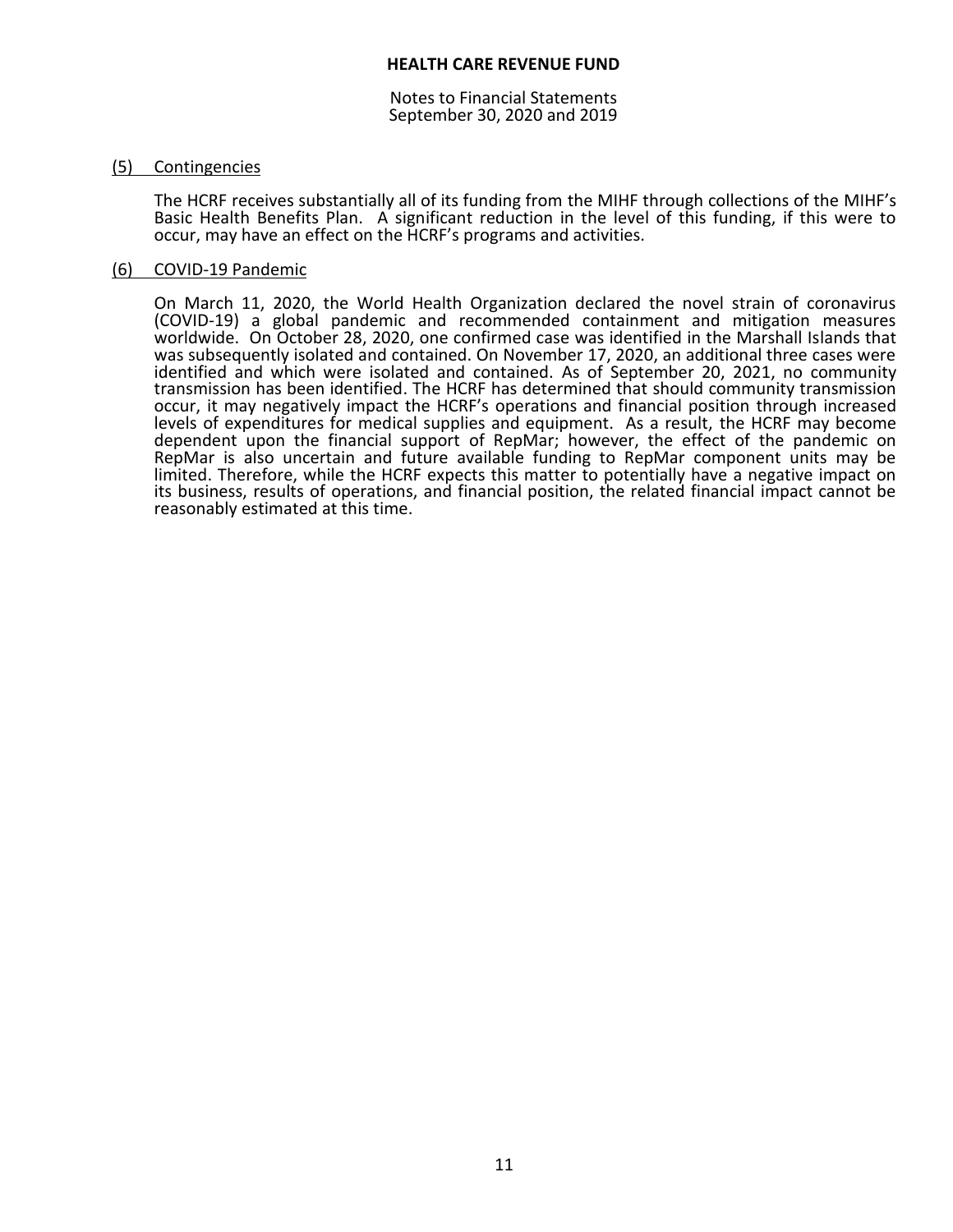## (5) Contingencies

The HCRF receives substantially all of its funding from the MIHF through collections of the MIHF's Basic Health Benefits Plan. A significant reduction in the level of this funding, if this were to occur, may have an effect on the HCRF's programs and activities.

## (6) COVID-19 Pandemic

On March 11, 2020, the World Health Organization declared the novel strain of coronavirus (COVID-19) a global pandemic and recommended containment and mitigation measures worldwide. On October 28, 2020, one confirmed case was identified in the Marshall Islands that was subsequently isolated and contained. On November 17, 2020, an additional three cases were identified and which were isolated and contained. As of September 20, 2021, no community transmission has been identified. The HCRF has determined that should community transmission occur, it may negatively impact the HCRF's operations and financial position through increased levels of expenditures for medical supplies and equipment. As a result, the HCRF may become dependent upon the financial support of RepMar; however, the effect of the pandemic on RepMar is also uncertain and future available funding to RepMar component units may be limited. Therefore, while the HCRF expects this matter to potentially have a negative impact on its business, results of operations, and financial position, the related financial impact cannot be reasonably estimated at this time.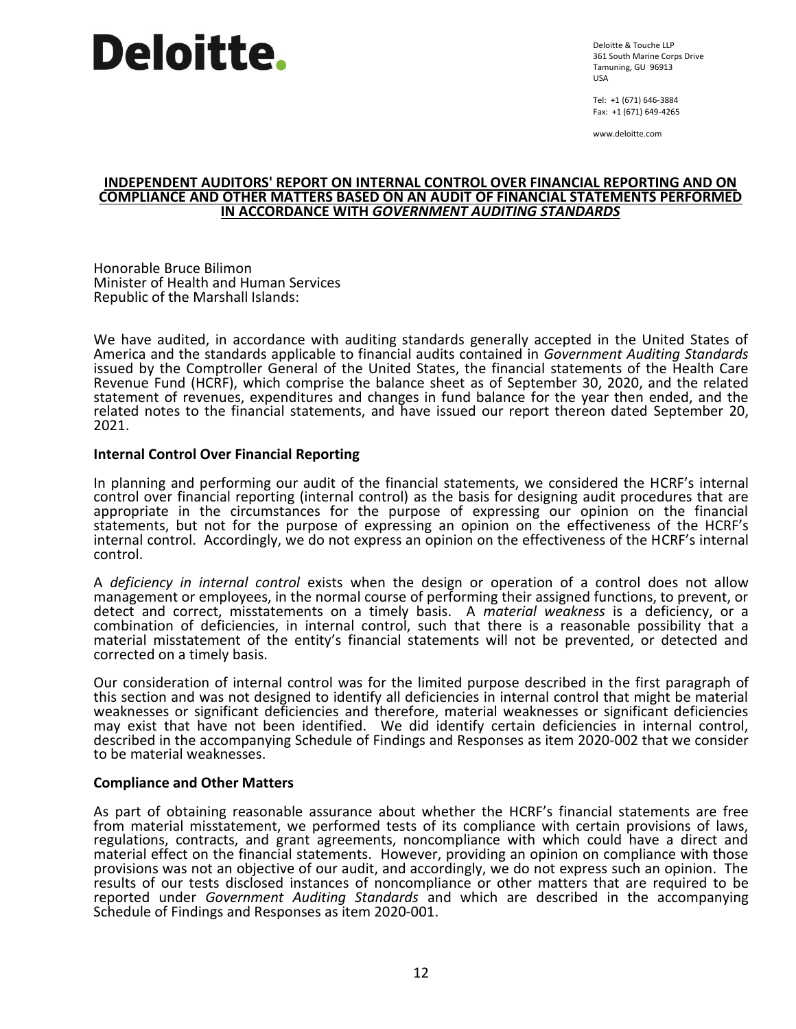**Deloitte.**

Deloitte & Touche LLP
361 South Marine Corps Drive
Tamuning, GU 96913
USA

Tel: +1 (671) 646-3884
Fax: +1 (671) 649-4265

www.deloitte.com

## INDEPENDENT AUDITORS' REPORT ON INTERNAL CONTROL OVER FINANCIAL REPORTING AND ON COMPLIANCE AND OTHER MATTERS BASED ON AN AUDIT OF FINANCIAL STATEMENTS PERFORMED IN ACCORDANCE WITH *GOVERNMENT AUDITING STANDARDS*

Honorable Bruce Bilimon
Minister of Health and Human Services
Republic of the Marshall Islands:

We have audited, in accordance with auditing standards generally accepted in the United States of America and the standards applicable to financial audits contained in *Government Auditing Standards* issued by the Comptroller General of the United States, the financial statements of the Health Care Revenue Fund (HCRF), which comprise the balance sheet as of September 30, 2020, and the related statement of revenues, expenditures and changes in fund balance for the year then ended, and the related notes to the financial statements, and have issued our report thereon dated September 20, 2021.

### Internal Control Over Financial Reporting

In planning and performing our audit of the financial statements, we considered the HCRF's internal control over financial reporting (internal control) as the basis for designing audit procedures that are appropriate in the circumstances for the purpose of expressing our opinion on the financial statements, but not for the purpose of expressing an opinion on the effectiveness of the HCRF's internal control. Accordingly, we do not express an opinion on the effectiveness of the HCRF's internal control.

A *deficiency in internal control* exists when the design or operation of a control does not allow management or employees, in the normal course of performing their assigned functions, to prevent, or detect and correct, misstatements on a timely basis. A *material weakness* is a deficiency, or a combination of deficiencies, in internal control, such that there is a reasonable possibility that a material misstatement of the entity's financial statements will not be prevented, or detected and corrected on a timely basis.

Our consideration of internal control was for the limited purpose described in the first paragraph of this section and was not designed to identify all deficiencies in internal control that might be material weaknesses or significant deficiencies and therefore, material weaknesses or significant deficiencies may exist that have not been identified. We did identify certain deficiencies in internal control, described in the accompanying Schedule of Findings and Responses as item 2020-002 that we consider to be material weaknesses.

### Compliance and Other Matters

As part of obtaining reasonable assurance about whether the HCRF's financial statements are free from material misstatement, we performed tests of its compliance with certain provisions of laws, regulations, contracts, and grant agreements, noncompliance with which could have a direct and material effect on the financial statements. However, providing an opinion on compliance with those provisions was not an objective of our audit, and accordingly, we do not express such an opinion. The results of our tests disclosed instances of noncompliance or other matters that are required to be reported under *Government Auditing Standards* and which are described in the accompanying Schedule of Findings and Responses as item 2020-001.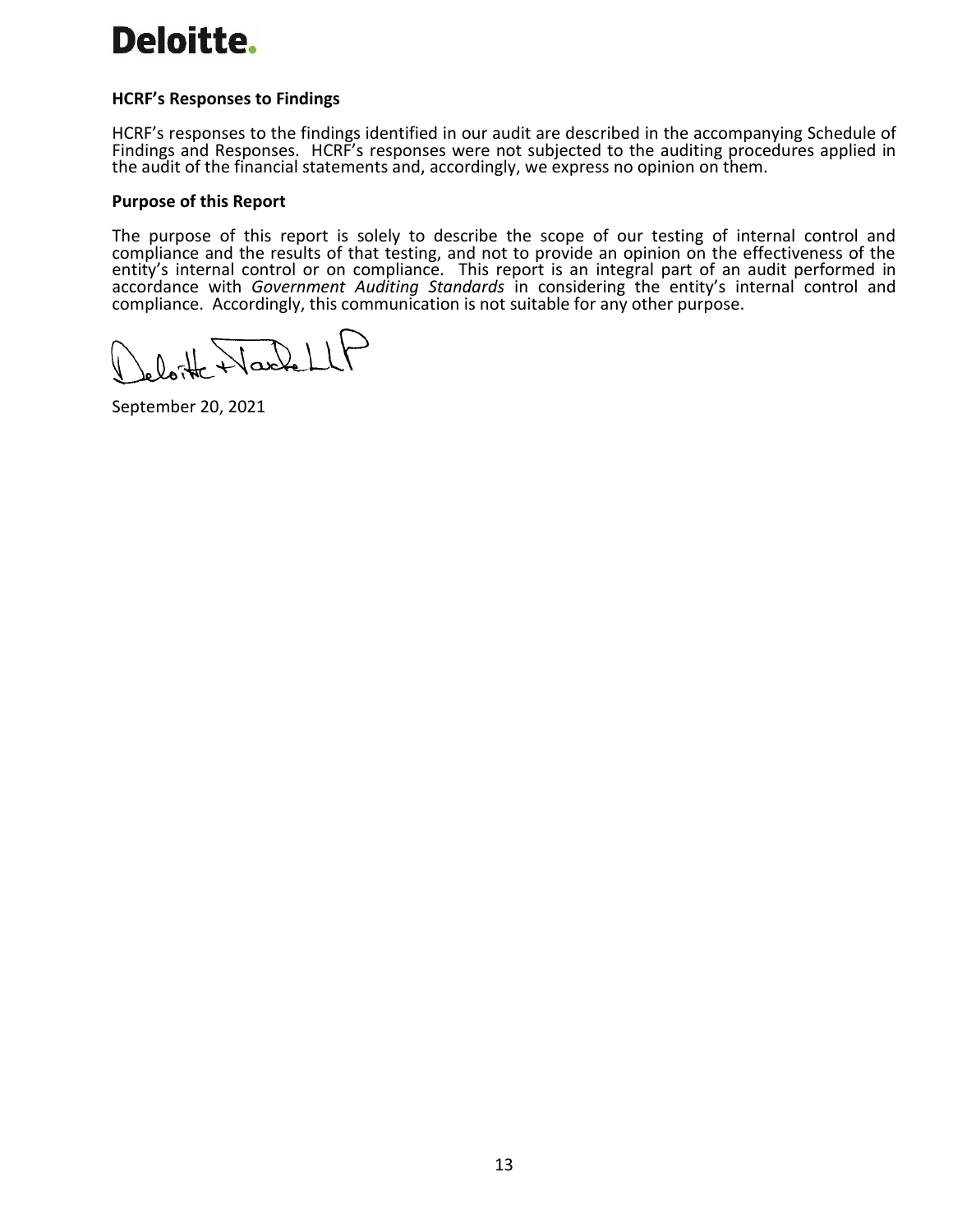**HCRF's Responses to Findings**

HCRF's responses to the findings identified in our audit are described in the accompanying Schedule of Findings and Responses. HCRF's responses were not subjected to the auditing procedures applied in the audit of the financial statements and, accordingly, we express no opinion on them.

**Purpose of this Report**

The purpose of this report is solely to describe the scope of our testing of internal control and compliance and the results of that testing, and not to provide an opinion on the effectiveness of the entity's internal control or on compliance. This report is an integral part of an audit performed in accordance with *Government Auditing Standards* in considering the entity's internal control and compliance. Accordingly, this communication is not suitable for any other purpose.

Deloitte & Touche LLP

September 20, 2021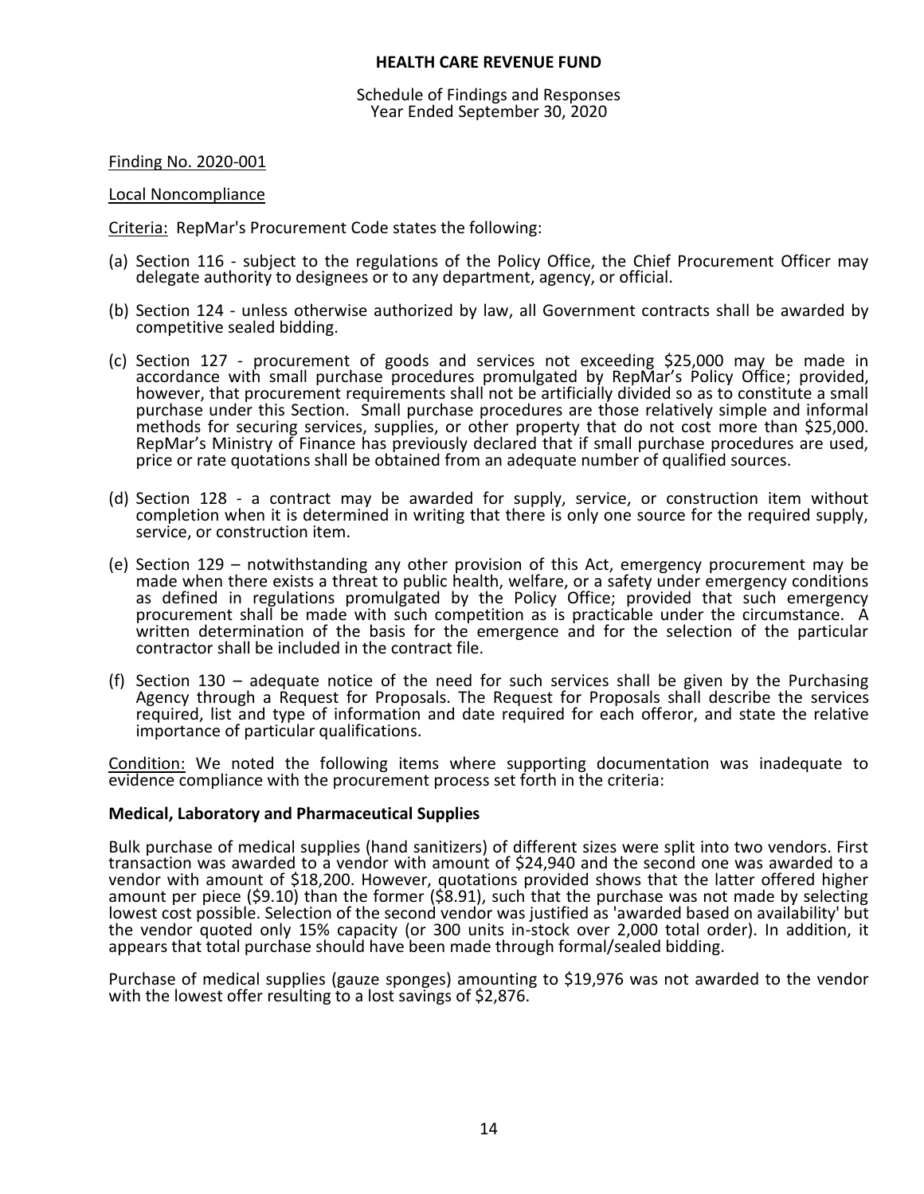# HEALTH CARE REVENUE FUND

Schedule of Findings and Responses
Year Ended September 30, 2020

Finding No. 2020-001

Local Noncompliance

Criteria: RepMar's Procurement Code states the following:

(a) Section 116 - subject to the regulations of the Policy Office, the Chief Procurement Officer may delegate authority to designees or to any department, agency, or official.

(b) Section 124 - unless otherwise authorized by law, all Government contracts shall be awarded by competitive sealed bidding.

(c) Section 127 - procurement of goods and services not exceeding $25,000 may be made in accordance with small purchase procedures promulgated by RepMar's Policy Office; provided, however, that procurement requirements shall not be artificially divided so as to constitute a small purchase under this Section. Small purchase procedures are those relatively simple and informal methods for securing services, supplies, or other property that do not cost more than $25,000. RepMar's Ministry of Finance has previously declared that if small purchase procedures are used, price or rate quotations shall be obtained from an adequate number of qualified sources.

(d) Section 128 - a contract may be awarded for supply, service, or construction item without completion when it is determined in writing that there is only one source for the required supply, service, or construction item.

(e) Section 129 – notwithstanding any other provision of this Act, emergency procurement may be made when there exists a threat to public health, welfare, or a safety under emergency conditions as defined in regulations promulgated by the Policy Office; provided that such emergency procurement shall be made with such competition as is practicable under the circumstance. A written determination of the basis for the emergence and for the selection of the particular contractor shall be included in the contract file.

(f) Section 130 – adequate notice of the need for such services shall be given by the Purchasing Agency through a Request for Proposals. The Request for Proposals shall describe the services required, list and type of information and date required for each offeror, and state the relative importance of particular qualifications.

Condition: We noted the following items where supporting documentation was inadequate to evidence compliance with the procurement process set forth in the criteria:

**Medical, Laboratory and Pharmaceutical Supplies**

Bulk purchase of medical supplies (hand sanitizers) of different sizes were split into two vendors. First transaction was awarded to a vendor with amount of $24,940 and the second one was awarded to a vendor with amount of $18,200. However, quotations provided shows that the latter offered higher amount per piece ($9.10) than the former ($8.91), such that the purchase was not made by selecting lowest cost possible. Selection of the second vendor was justified as 'awarded based on availability' but the vendor quoted only 15% capacity (or 300 units in-stock over 2,000 total order). In addition, it appears that total purchase should have been made through formal/sealed bidding.

Purchase of medical supplies (gauze sponges) amounting to $19,976 was not awarded to the vendor with the lowest offer resulting to a lost savings of $2,876.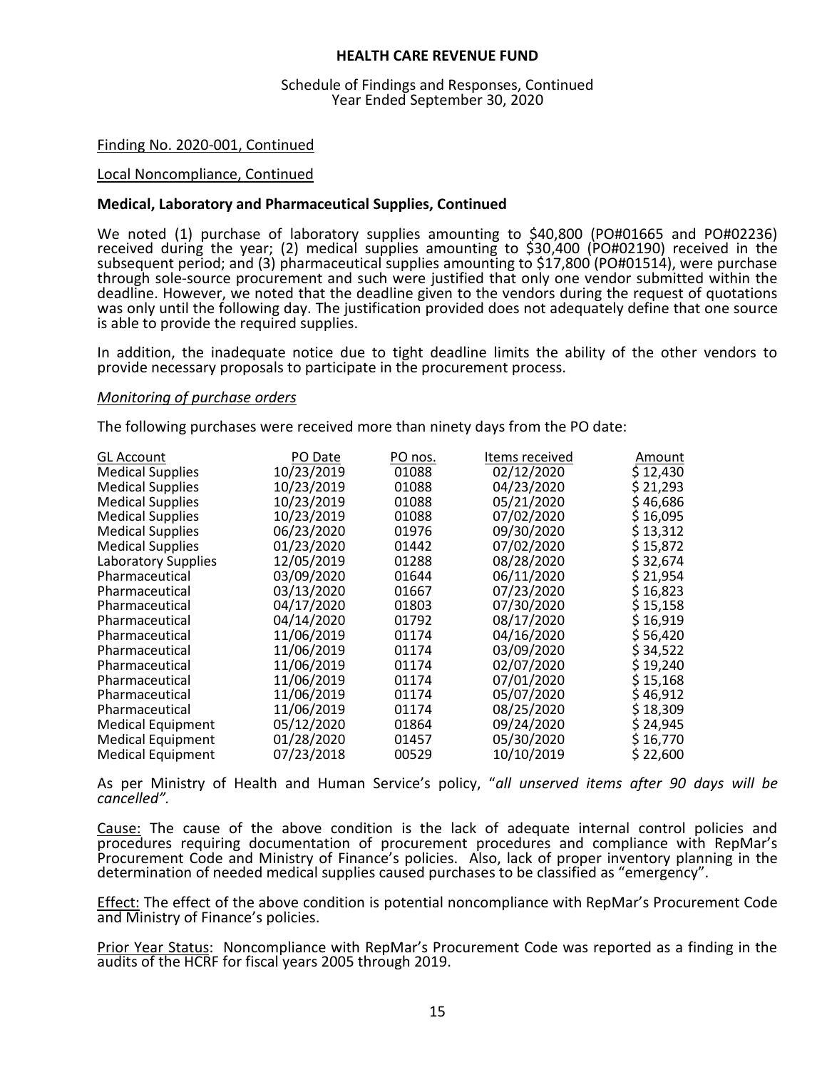**HEALTH CARE REVENUE FUND**

Schedule of Findings and Responses, Continued
Year Ended September 30, 2020

Finding No. 2020-001, Continued

Local Noncompliance, Continued

**Medical, Laboratory and Pharmaceutical Supplies, Continued**

We noted (1) purchase of laboratory supplies amounting to $40,800 (PO#01665 and PO#02236) received during the year; (2) medical supplies amounting to $30,400 (PO#02190) received in the subsequent period; and (3) pharmaceutical supplies amounting to $17,800 (PO#01514), were purchase through sole-source procurement and such were justified that only one vendor submitted within the deadline. However, we noted that the deadline given to the vendors during the request of quotations was only until the following day. The justification provided does not adequately define that one source is able to provide the required supplies.

In addition, the inadequate notice due to tight deadline limits the ability of the other vendors to provide necessary proposals to participate in the procurement process.

*Monitoring of purchase orders*

The following purchases were received more than ninety days from the PO date:

| GL Account | PO Date | PO nos. | Items received | Amount |
|---|---|---|---|---|
| Medical Supplies | 10/23/2019 | 01088 | 02/12/2020 | $ 12,430 |
| Medical Supplies | 10/23/2019 | 01088 | 04/23/2020 | $ 21,293 |
| Medical Supplies | 10/23/2019 | 01088 | 05/21/2020 | $ 46,686 |
| Medical Supplies | 10/23/2019 | 01088 | 07/02/2020 | $ 16,095 |
| Medical Supplies | 06/23/2020 | 01976 | 09/30/2020 | $ 13,312 |
| Medical Supplies | 01/23/2020 | 01442 | 07/02/2020 | $ 15,872 |
| Laboratory Supplies | 12/05/2019 | 01288 | 08/28/2020 | $ 32,674 |
| Pharmaceutical | 03/09/2020 | 01644 | 06/11/2020 | $ 21,954 |
| Pharmaceutical | 03/13/2020 | 01667 | 07/23/2020 | $ 16,823 |
| Pharmaceutical | 04/17/2020 | 01803 | 07/30/2020 | $ 15,158 |
| Pharmaceutical | 04/14/2020 | 01792 | 08/17/2020 | $ 16,919 |
| Pharmaceutical | 11/06/2019 | 01174 | 04/16/2020 | $ 56,420 |
| Pharmaceutical | 11/06/2019 | 01174 | 03/09/2020 | $ 34,522 |
| Pharmaceutical | 11/06/2019 | 01174 | 02/07/2020 | $ 19,240 |
| Pharmaceutical | 11/06/2019 | 01174 | 07/01/2020 | $ 15,168 |
| Pharmaceutical | 11/06/2019 | 01174 | 05/07/2020 | $ 46,912 |
| Pharmaceutical | 11/06/2019 | 01174 | 08/25/2020 | $ 18,309 |
| Medical Equipment | 05/12/2020 | 01864 | 09/24/2020 | $ 24,945 |
| Medical Equipment | 01/28/2020 | 01457 | 05/30/2020 | $ 16,770 |
| Medical Equipment | 07/23/2018 | 00529 | 10/10/2019 | $ 22,600 |

As per Ministry of Health and Human Service's policy, "*all unserved items after 90 days will be cancelled".*

Cause: The cause of the above condition is the lack of adequate internal control policies and procedures requiring documentation of procurement procedures and compliance with RepMar's Procurement Code and Ministry of Finance's policies. Also, lack of proper inventory planning in the determination of needed medical supplies caused purchases to be classified as "emergency".

Effect: The effect of the above condition is potential noncompliance with RepMar's Procurement Code and Ministry of Finance's policies.

Prior Year Status: Noncompliance with RepMar's Procurement Code was reported as a finding in the audits of the HCRF for fiscal years 2005 through 2019.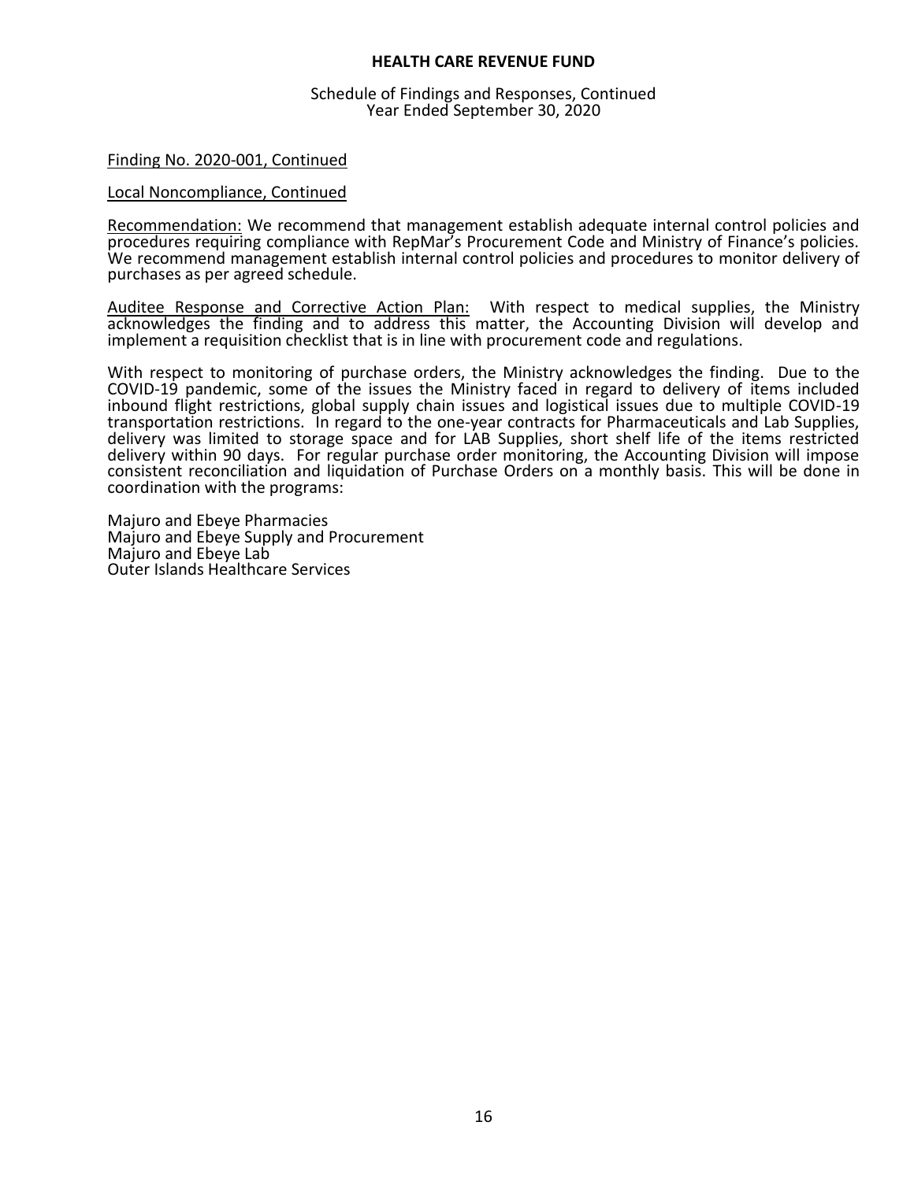# HEALTH CARE REVENUE FUND

Schedule of Findings and Responses, Continued
Year Ended September 30, 2020

Finding No. 2020-001, Continued

Local Noncompliance, Continued

Recommendation: We recommend that management establish adequate internal control policies and procedures requiring compliance with RepMar's Procurement Code and Ministry of Finance's policies. We recommend management establish internal control policies and procedures to monitor delivery of purchases as per agreed schedule.

Auditee Response and Corrective Action Plan: With respect to medical supplies, the Ministry acknowledges the finding and to address this matter, the Accounting Division will develop and implement a requisition checklist that is in line with procurement code and regulations.

With respect to monitoring of purchase orders, the Ministry acknowledges the finding. Due to the COVID-19 pandemic, some of the issues the Ministry faced in regard to delivery of items included inbound flight restrictions, global supply chain issues and logistical issues due to multiple COVID-19 transportation restrictions. In regard to the one-year contracts for Pharmaceuticals and Lab Supplies, delivery was limited to storage space and for LAB Supplies, short shelf life of the items restricted delivery within 90 days. For regular purchase order monitoring, the Accounting Division will impose consistent reconciliation and liquidation of Purchase Orders on a monthly basis. This will be done in coordination with the programs:

Majuro and Ebeye Pharmacies
Majuro and Ebeye Supply and Procurement
Majuro and Ebeye Lab
Outer Islands Healthcare Services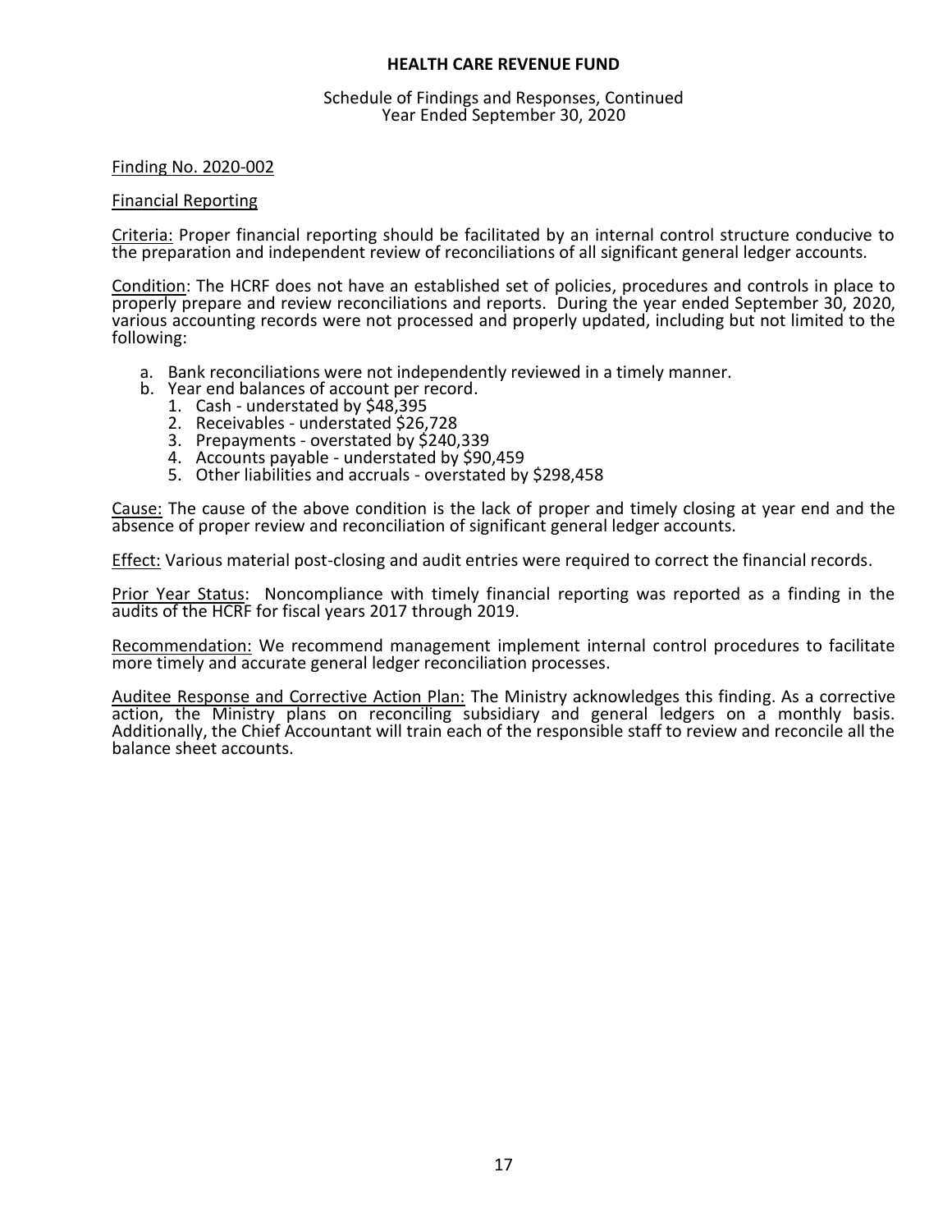**HEALTH CARE REVENUE FUND**

Schedule of Findings and Responses, Continued
Year Ended September 30, 2020

Finding No. 2020-002

Financial Reporting

Criteria: Proper financial reporting should be facilitated by an internal control structure conducive to the preparation and independent review of reconciliations of all significant general ledger accounts.

Condition: The HCRF does not have an established set of policies, procedures and controls in place to properly prepare and review reconciliations and reports. During the year ended September 30, 2020, various accounting records were not processed and properly updated, including but not limited to the following:

a. Bank reconciliations were not independently reviewed in a timely manner.
b. Year end balances of account per record.
   1. Cash - understated by $48,395
   2. Receivables - understated $26,728
   3. Prepayments - overstated by $240,339
   4. Accounts payable - understated by $90,459
   5. Other liabilities and accruals - overstated by $298,458

Cause: The cause of the above condition is the lack of proper and timely closing at year end and the absence of proper review and reconciliation of significant general ledger accounts.

Effect: Various material post-closing and audit entries were required to correct the financial records.

Prior Year Status: Noncompliance with timely financial reporting was reported as a finding in the audits of the HCRF for fiscal years 2017 through 2019.

Recommendation: We recommend management implement internal control procedures to facilitate more timely and accurate general ledger reconciliation processes.

Auditee Response and Corrective Action Plan: The Ministry acknowledges this finding. As a corrective action, the Ministry plans on reconciling subsidiary and general ledgers on a monthly basis. Additionally, the Chief Accountant will train each of the responsible staff to review and reconcile all the balance sheet accounts.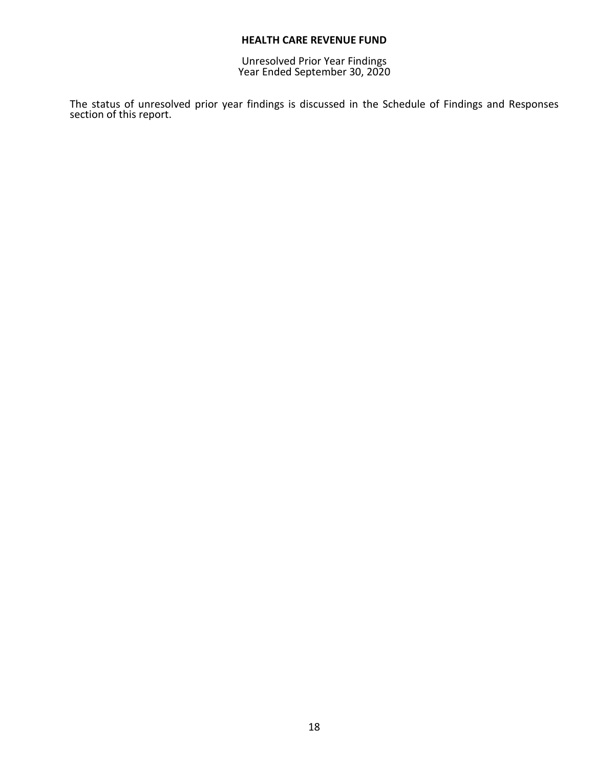# HEALTH CARE REVENUE FUND

Unresolved Prior Year Findings
Year Ended September 30, 2020

The status of unresolved prior year findings is discussed in the Schedule of Findings and Responses section of this report.